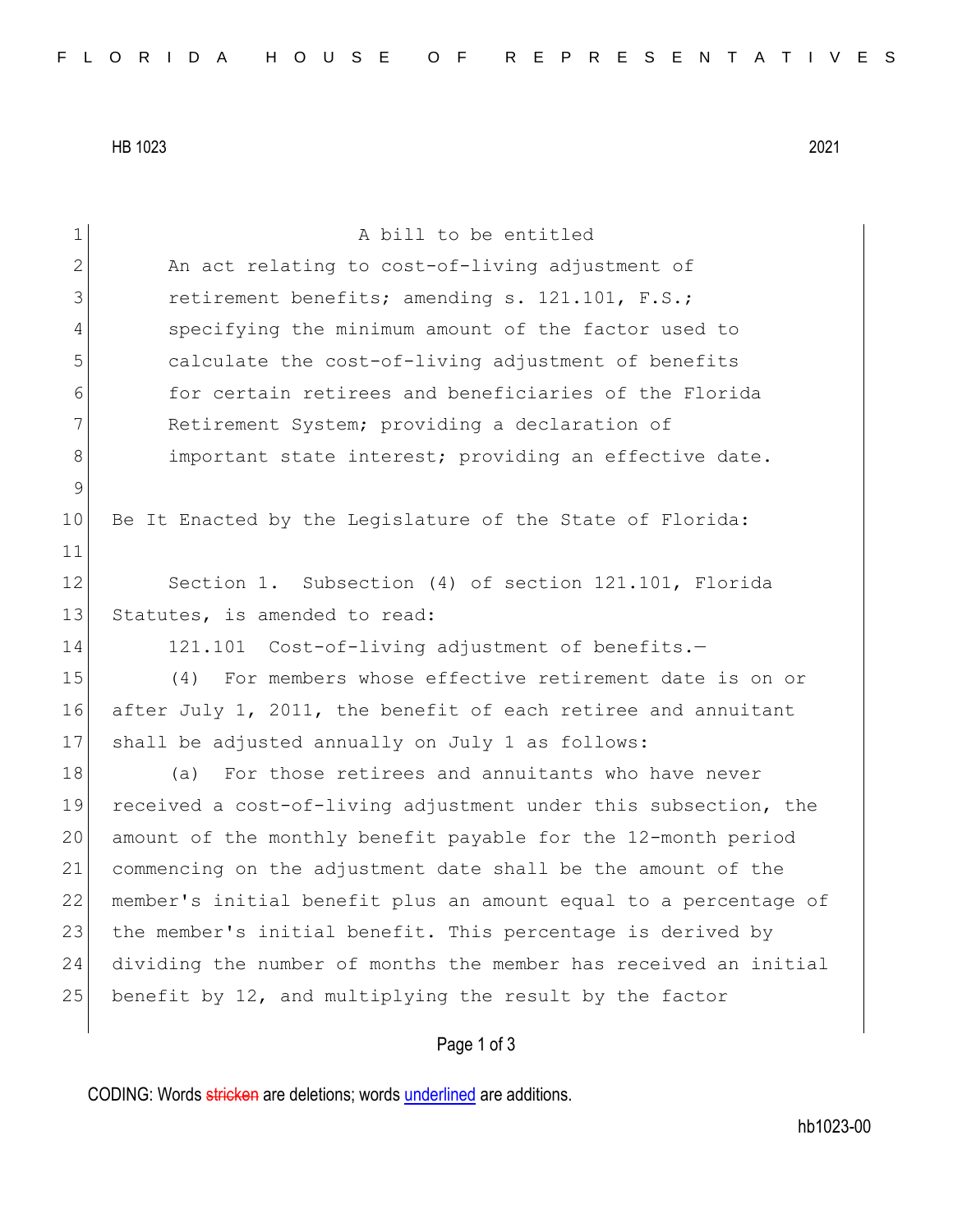HB 1023 2021

A bill to be entitled

An act relating to cost-of-living adjustment of retirement benefits; amending s. 121.101, F.S.; specifying the minimum amount of the factor used to calculate the cost-of-living adjustment of benefits for certain retirees and beneficiaries of the Florida Retirement System; providing a declaration of important state interest; providing an effective date.

Be It Enacted by the Legislature of the State of Florida:

Section 1. Subsection (4) of section 121.101, Florida Statutes, is amended to read:

121.101 Cost-of-living adjustment of benefits.—

(4) For members whose effective retirement date is on or after July 1, 2011, the benefit of each retiree and annuitant shall be adjusted annually on July 1 as follows:

(a) For those retirees and annuitants who have never received a cost-of-living adjustment under this subsection, the amount of the monthly benefit payable for the 12-month period commencing on the adjustment date shall be the amount of the member's initial benefit plus an amount equal to a percentage of the member's initial benefit. This percentage is derived by dividing the number of months the member has received an initial benefit by 12, and multiplying the result by the factor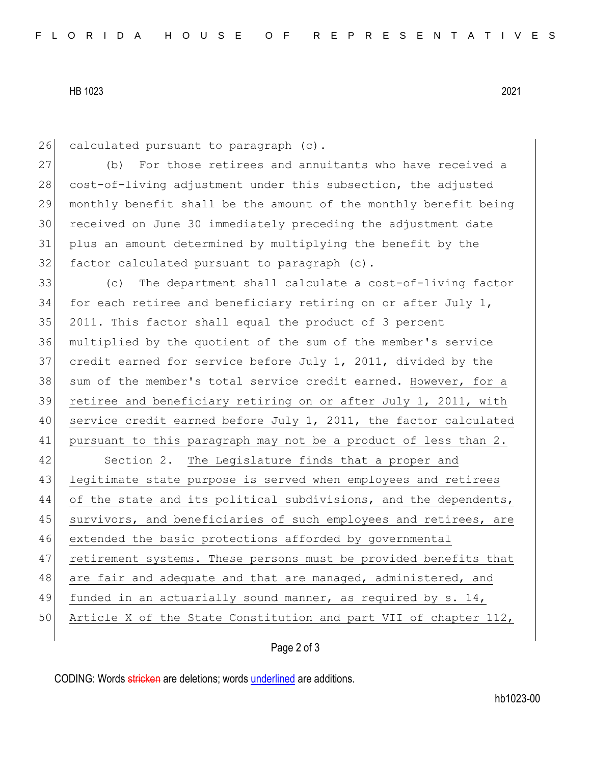calculated pursuant to paragraph (c).

(b) For those retirees and annuitants who have received a cost-of-living adjustment under this subsection, the adjusted monthly benefit shall be the amount of the monthly benefit being received on June 30 immediately preceding the adjustment date plus an amount determined by multiplying the benefit by the factor calculated pursuant to paragraph (c).

(c) The department shall calculate a cost-of-living factor for each retiree and beneficiary retiring on or after July 1, 2011. This factor shall equal the product of 3 percent multiplied by the quotient of the sum of the member's service credit earned for service before July 1, 2011, divided by the sum of the member's total service credit earned. <u>However, for a retiree and beneficiary retiring on or after July 1, 2011, with service credit earned before July 1, 2011, the factor calculated pursuant to this paragraph may not be a product of less than 2.</u>

Section 2. <u>The Legislature finds that a proper and legitimate state purpose is served when employees and retirees of the state and its political subdivisions, and the dependents, survivors, and beneficiaries of such employees and retirees, are extended the basic protections afforded by governmental retirement systems. These persons must be provided benefits that are fair and adequate and that are managed, administered, and funded in an actuarially sound manner, as required by s. 14, Article X of the State Constitution and part VII of chapter 112,</u>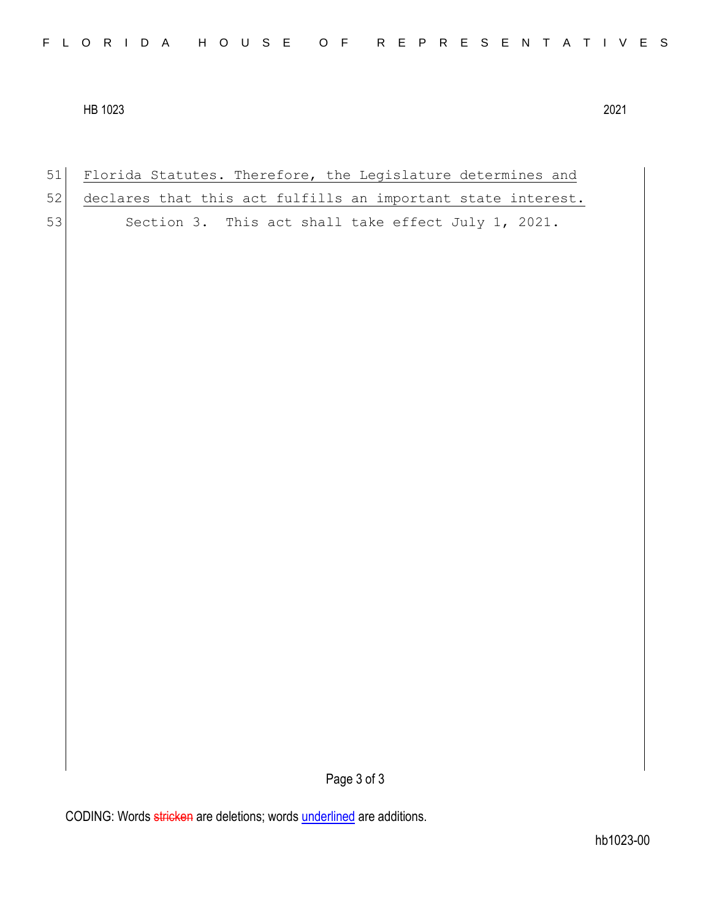Florida Statutes. Therefore, the Legislature determines and declares that this act fulfills an important state interest.

Section 3. This act shall take effect July 1, 2021.